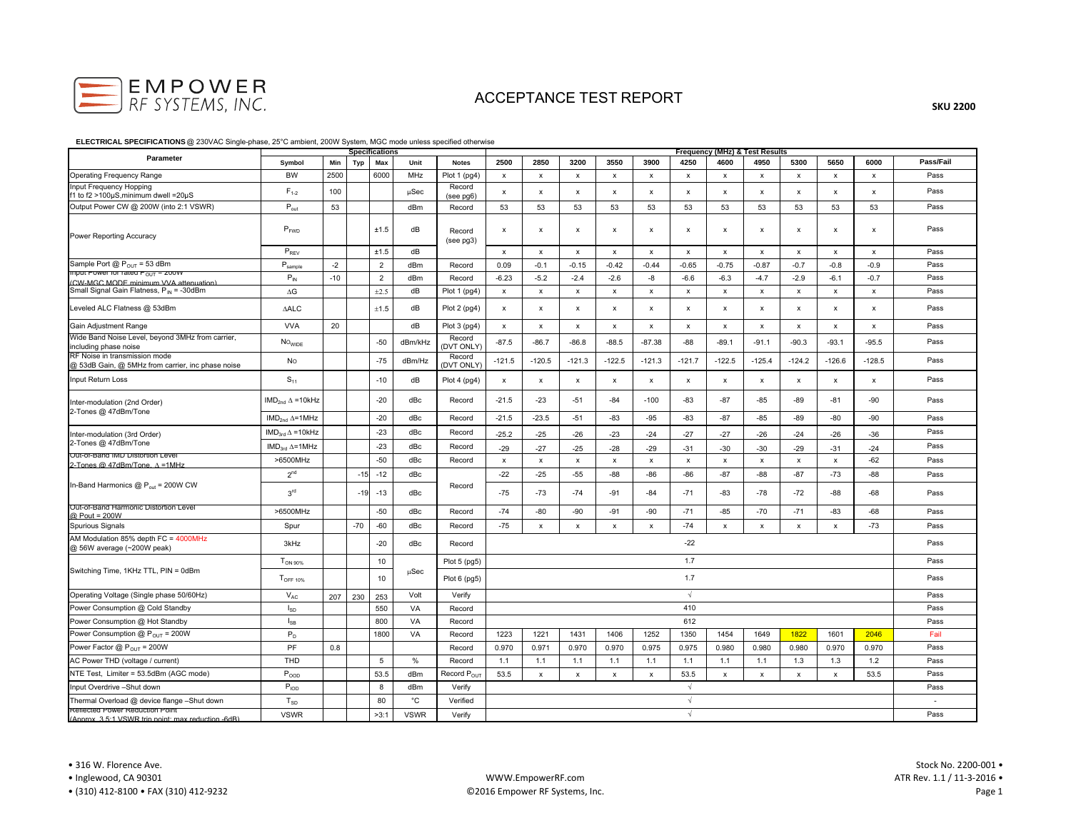# EMPOWER RF SYSTEMS, INC.

# ACCEPTANCE TEST REPORT

**SKU 2200**

**ELECTRICAL SPECIFICATIONS** @ 230VAC Single-phase, 25°C ambient, 200W System, MGC mode unless specified otherwise

| Parameter | Specifications | | | | | | Frequency (MHz) & Test Results | | | | | | | | | | | Pass/Fail |
|---|---|---|---|---|---|---|---|---|---|---|---|---|---|---|---|---|---|---|
| | Symbol | Min | Typ | Max | Unit | Notes | 2500 | 2850 | 3200 | 3550 | 3900 | 4250 | 4600 | 4950 | 5300 | 5650 | 6000 | |
| Operating Frequency Range | BW | 2500 | | 6000 | MHz | Plot 1 (pg4) | x | x | x | x | x | x | x | x | x | x | x | Pass |
| Input Frequency Hopping f1 to f2 >100µS,minimum dwell =20µS | $F_{1\text{-}2}$ | 100 | | | µSec | Record (see pg6) | x | x | x | x | x | x | x | x | x | x | x | Pass |
| Output Power CW @ 200W (into 2:1 VSWR) | $P_{out}$ | 53 | | | dBm | Record | 53 | 53 | 53 | 53 | 53 | 53 | 53 | 53 | 53 | 53 | 53 | Pass |
| Power Reporting Accuracy | $P_{FWD}$ | | | ±1.5 | dB | Record (see pg3) | x | x | x | x | x | x | x | x | x | x | x | Pass |
| | $P_{REV}$ | | | ±1.5 | dB | | x | x | x | x | x | x | x | x | x | x | x | Pass |
| Sample Port @ $P_{OUT}$ = 53 dBm | $P_{sample}$ | -2 | | 2 | dBm | Record | 0.09 | -0.1 | -0.15 | -0.42 | -0.44 | -0.65 | -0.75 | -0.87 | -0.7 | -0.8 | -0.9 | Pass |
| Input Power for rated $P_{OUT}$ = 200W (CW-MGC MODE minimum VVA attenuation) | $P_{IN}$ | -10 | | 2 | dBm | Record | -6.23 | -5.2 | -2.4 | -2.6 | -8 | -6.6 | -6.3 | -4.7 | -2.9 | -6.1 | -0.7 | Pass |
| Small Signal Gain Flatness, $P_{IN}$ = -30dBm | ΔG | | | ±2.5 | dB | Plot 1 (pg4) | x | x | x | x | x | x | x | x | x | x | x | Pass |
| Leveled ALC Flatness @ 53dBm | ΔALC | | | ±1.5 | dB | Plot 2 (pg4) | x | x | x | x | x | x | x | x | x | x | x | Pass |
| Gain Adjustment Range | VVA | 20 | | | dB | Plot 3 (pg4) | x | x | x | x | x | x | x | x | x | x | x | Pass |
| Wide Band Noise Level, beyond 3MHz from carrier, including phase noise | $NO_{WIDE}$ | | | -50 | dBm/kHz | Record (DVT ONLY) | -87.5 | -86.7 | -86.8 | -88.5 | -87.38 | -88 | -89.1 | -91.1 | -90.3 | -93.1 | -95.5 | Pass |
| RF Noise in transmission mode @ 53dB Gain, @ 5MHz from carrier, inc phase noise | No | | | -75 | dBm/Hz | Record (DVT ONLY) | -121.5 | -120.5 | -121.3 | -122.5 | -121.3 | -121.7 | -122.5 | -125.4 | -124.2 | -126.6 | -128.5 | Pass |
| Input Return Loss | $S_{11}$ | | | -10 | dB | Plot 4 (pg4) | x | x | x | x | x | x | x | x | x | x | x | Pass |
| Inter-modulation (2nd Order) 2-Tones @ 47dBm/Tone | $IMD_{2nd}$ Δ =10kHz | | | -20 | dBc | Record | -21.5 | -23 | -51 | -84 | -100 | -83 | -87 | -85 | -89 | -81 | -90 | Pass |
| | $IMD_{2nd}$ Δ=1MHz | | | -20 | dBc | Record | -21.5 | -23.5 | -51 | -83 | -95 | -83 | -87 | -85 | -89 | -80 | -90 | Pass |
| Inter-modulation (3rd Order) 2-Tones @ 47dBm/Tone | $IMD_{3rd}$ Δ =10kHz | | | -23 | dBc | Record | -25.2 | -25 | -26 | -23 | -24 | -27 | -27 | -26 | -24 | -26 | -36 | Pass |
| | $IMD_{3rd}$ Δ=1MHz | | | -23 | dBc | Record | -29 | -27 | -25 | -28 | -29 | -31 | -30 | -30 | -29 | -31 | -24 | Pass |
| Out-of-Band IMD Distortion Level 2-Tones @ 47dBm/Tone, Δ =1MHz | >6500MHz | | | -50 | dBc | Record | x | x | x | x | x | x | x | x | x | x | -62 | Pass |
| In-Band Harmonics @ $P_{out}$ = 200W CW | $2^{nd}$ | | -15 | -12 | dBc | Record | -22 | -25 | -55 | -88 | -86 | -86 | -87 | -88 | -87 | -73 | -88 | Pass |
| | $3^{rd}$ | | -19 | -13 | dBc | | -75 | -73 | -74 | -91 | -84 | -71 | -83 | -78 | -72 | -88 | -68 | Pass |
| Out-of-Band Harmonic Distortion Level @ Pout = 200W | >6500MHz | | | -50 | dBc | Record | -74 | -80 | -90 | -91 | -90 | -71 | -85 | -70 | -71 | -83 | -68 | Pass |
| Spurious Signals | Spur | | -70 | -60 | dBc | Record | -75 | x | x | x | x | -74 | x | x | x | x | -73 | Pass |
| AM Modulation 85% depth FC = 4000MHz @ 56W average (~200W peak) | 3kHz | | | -20 | dBc | Record | | | | | | -22 | | | | | | Pass |
| Switching Time, 1KHz TTL, PIN = 0dBm | $T_{ON\ 90\%}$ | | | 10 | µSec | Plot 5 (pg5) | | | | | | 1.7 | | | | | | Pass |
| | $T_{OFF\ 10\%}$ | | | 10 | | Plot 6 (pg5) | | | | | | 1.7 | | | | | | Pass |
| Operating Voltage (Single phase 50/60Hz) | $V_{AC}$ | 207 | 230 | 253 | Volt | Verify | | | | | | √ | | | | | | Pass |
| Power Consumption @ Cold Standby | $I_{SD}$ | | | 550 | VA | Record | | | | | | 410 | | | | | | Pass |
| Power Consumption @ Hot Standby | $I_{SB}$ | | | 800 | VA | Record | | | | | | 612 | | | | | | Pass |
| Power Consumption @ $P_{OUT}$ = 200W | $P_D$ | | | 1800 | VA | Record | 1223 | 1221 | 1431 | 1406 | 1252 | 1350 | 1454 | 1649 | 1822 | 1601 | 2046 | Fail |
| Power Factor @ $P_{OUT}$ = 200W | PF | 0.8 | | | | Record | 0.970 | 0.971 | 0.970 | 0.970 | 0.975 | 0.975 | 0.980 | 0.980 | 0.980 | 0.970 | 0.970 | Pass |
| AC Power THD (voltage / current) | THD | | | 5 | % | Record | 1.1 | 1.1 | 1.1 | 1.1 | 1.1 | 1.1 | 1.1 | 1.1 | 1.3 | 1.3 | 1.2 | Pass |
| NTE Test, Limiter = 53.5dBm (AGC mode) | $P_{OOD}$ | | | 53.5 | dBm | Record $P_{OUT}$ | 53.5 | x | x | x | x | 53.5 | x | x | x | x | 53.5 | Pass |
| Input Overdrive –Shut down | $P_{IOD}$ | | | 8 | dBm | Verify | | | | | | √ | | | | | | Pass |
| Thermal Overload @ device flange –Shut down | $T_{SD}$ | | | 80 | °C | Verified | | | | | | √ | | | | | | - |
| Reflected Power Reduction Point (Approx. 3.5:1 VSWR trip point, max reduction -6dB) | VSWR | | | >3:1 | VSWR | Verify | | | | | | √ | | | | | | Pass |

• 316 W. Florence Ave.
• Inglewood, CA 90301
• (310) 412-8100 • FAX (310) 412-9232

WWW.EmpowerRF.com
©2016 Empower RF Systems, Inc.

Stock No. 2200-001 •
ATR Rev. 1.1 / 11-3-2016 •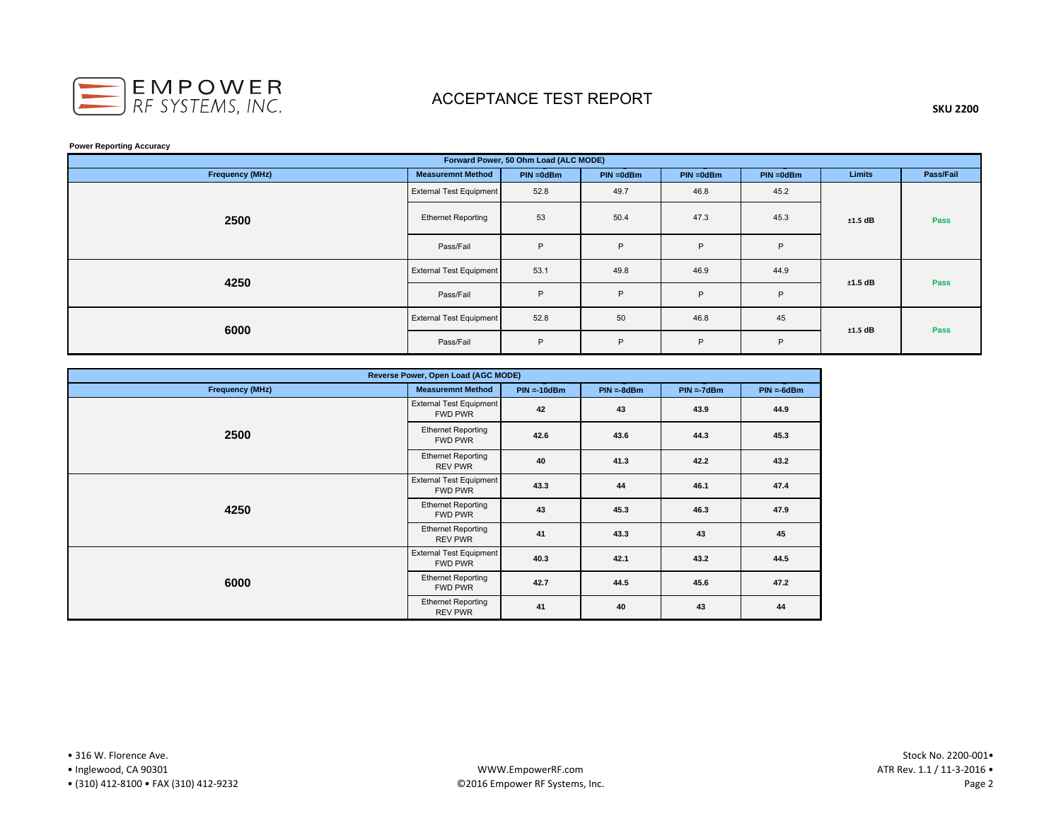# ACCEPTANCE TEST REPORT

**SKU 2200**

**Power Reporting Accuracy**

| Forward Power, 50 Ohm Load (ALC MODE) | | | | | | | |
|---|---|---|---|---|---|---|---|
| **Frequency (MHz)** | **Measuremnt Method** | **PIN =0dBm** | **PIN =0dBm** | **PIN =0dBm** | **PIN =0dBm** | **Limits** | **Pass/Fail** |
| **2500** | External Test Equipment | 52.8 | 49.7 | 46.8 | 45.2 | **±1.5 dB** | **Pass** |
| | Ethernet Reporting | 53 | 50.4 | 47.3 | 45.3 | | |
| | Pass/Fail | P | P | P | P | | |
| **4250** | External Test Equipment | 53.1 | 49.8 | 46.9 | 44.9 | **±1.5 dB** | **Pass** |
| | Pass/Fail | P | P | P | P | | |
| **6000** | External Test Equipment | 52.8 | 50 | 46.8 | 45 | **±1.5 dB** | **Pass** |
| | Pass/Fail | P | P | P | P | | |

| Reverse Power, Open Load (AGC MODE) | | | | | |
|---|---|---|---|---|---|
| **Frequency (MHz)** | **Measuremnt Method** | **PIN =-10dBm** | **PIN =-8dBm** | **PIN =-7dBm** | **PIN =-6dBm** |
| **2500** | External Test Equipment FWD PWR | **42** | **43** | **43.9** | **44.9** |
| | Ethernet Reporting FWD PWR | **42.6** | **43.6** | **44.3** | **45.3** |
| | Ethernet Reporting REV PWR | **40** | **41.3** | **42.2** | **43.2** |
| **4250** | External Test Equipment FWD PWR | **43.3** | **44** | **46.1** | **47.4** |
| | Ethernet Reporting FWD PWR | **43** | **45.3** | **46.3** | **47.9** |
| | Ethernet Reporting REV PWR | **41** | **43.3** | **43** | **45** |
| **6000** | External Test Equipment FWD PWR | **40.3** | **42.1** | **43.2** | **44.5** |
| | Ethernet Reporting FWD PWR | **42.7** | **44.5** | **45.6** | **47.2** |
| | Ethernet Reporting REV PWR | **41** | **40** | **43** | **44** |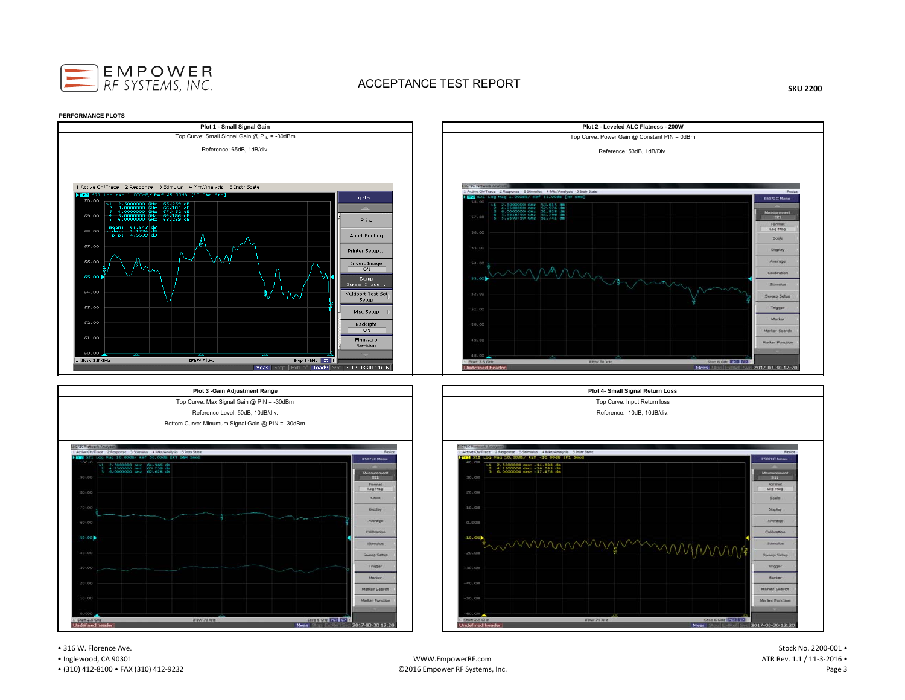**PERFORMANCE PLOTS**

| Plot 1 - Small Signal Gain |
|---|
| Top Curve: Small Signal Gain @ $P_{IN}$ = -30dBm |
| Reference: 65dB, 1dB/div. |

| Plot 2 - Leveled ALC Flatness - 200W |
|---|
| Top Curve: Power Gain @ Constant PIN = 0dBm |
| Reference: 53dB, 1dB/Div. |

| Plot 3 -Gain Adjustment Range |
|---|
| Top Curve: Max Signal Gain @ PIN = -30dBm |
| Reference Level: 50dB, 10dB/div. |
| Bottom Curve: Minumum Signal Gain @ PIN = -30dBm |

| Plot 4- Small Signal Return Loss |
|---|
| Top Curve: Input Return loss |
| Reference: -10dB, 10dB/div. |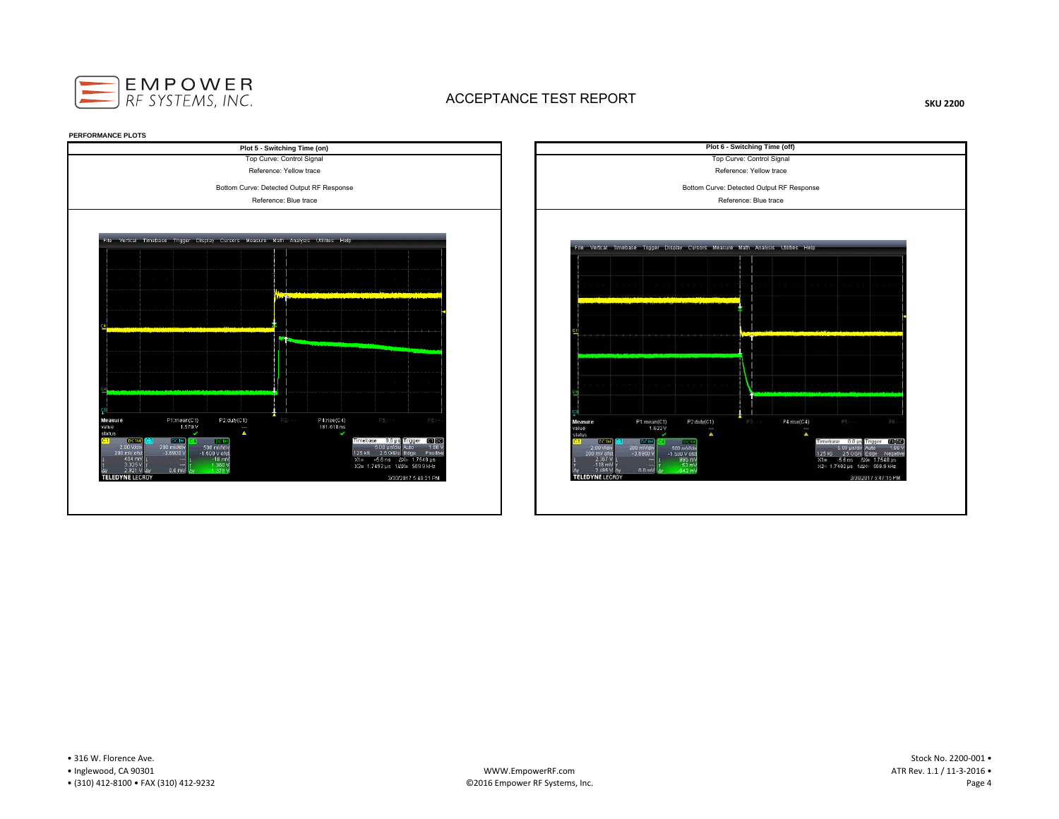PERFORMANCE PLOTS

**Plot 5 - Switching Time (on)**

Top Curve: Control Signal

Reference: Yellow trace

Bottom Curve: Detected Output RF Response

Reference: Blue trace

File Vertical Timebase Trigger Display Cursors Measure Math Analysis Utilities Help

Measure P1:mean(C1) P2:duty(C1) P3:--- P4:rise(C4) P5:--- P6:---

value 1.579 V --- 181.618 ns

status

C1 DC1M 2.00 V/div 200 mV ofst 404 mV 3.325 V 2.921 V

C3 DC1M 200 mV/div -3.0900 V

C4 DC1M 500 mV/div -1.600 V ofst -18 mV 1.360 V 1.378 V

Timebase 0.0 µs Trigger C1 DC 5.00 µs/div Auto 1.66 V 125 kS 2.5 GS/s Edge Positive

X1= -5.6 ns ΔX= 1.7548 µs X2= 1.7492 µs 1/ΔX= 569.9 kHz

TELEDYNE LECROY 3/30/2017 5:48:21 PM

**Plot 6 - Switching Time (off)**

Top Curve: Control Signal

Reference: Yellow trace

Bottom Curve: Detected Output RF Response

Reference: Blue trace

File Vertical Timebase Trigger Display Cursors Measure Math Analysis Utilities Help

Measure P1:mean(C1) P2:duty(C1) P3:--- P4:rise(C4) P5:--- P6:---

value 1.622 V --- ---

status

C1 DC1M 2.00 V/div 200 mV ofst 2.367 V 118 mV -2.186 V

C3 DC1M 200 mV/div -3.0900 V

C4 DC1M 500 mV/div -1.500 V ofst 995 mV 53 mV -942 mV

Timebase 0.0 µs Trigger C1 DC 5.00 µs/div Auto 1.66 V 125 kS 2.5 GS/s Edge Negative

X1= -5.6 ns ΔX= 1.7548 µs X2= 1.7492 µs 1/ΔX= 569.9 kHz

TELEDYNE LECROY 3/30/2017 5:47:15 PM